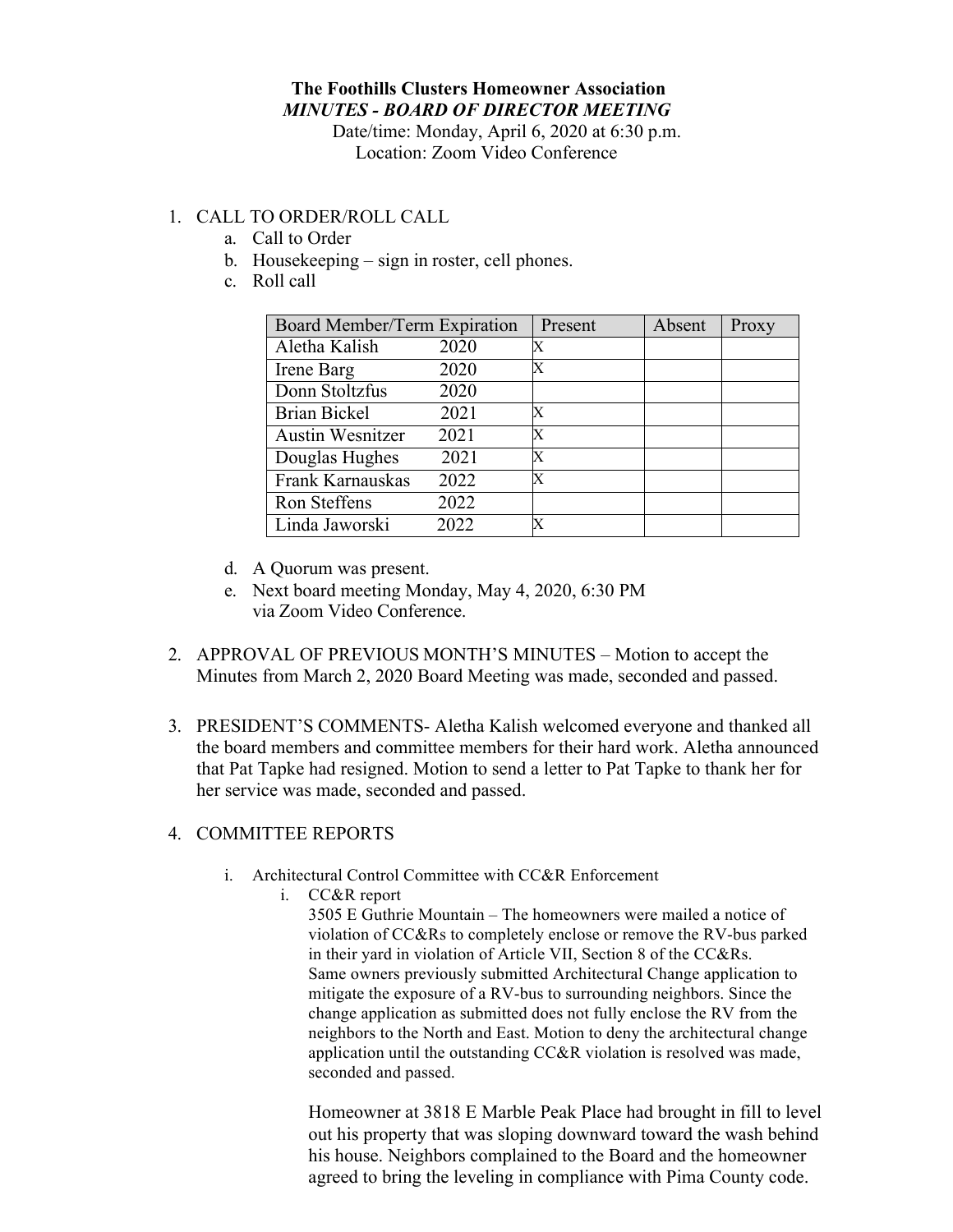**The Foothills Clusters Homeowner Association**

***MINUTES - BOARD OF DIRECTOR MEETING***

Date/time: Monday, April 6, 2020 at 6:30 p.m.

Location: Zoom Video Conference

1. CALL TO ORDER/ROLL CALL
   a. Call to Order
   b. Housekeeping – sign in roster, cell phones.
   c. Roll call

| Board Member/Term Expiration | Present | Absent | Proxy |
|---|---|---|---|
| Aletha Kalish 2020 | X | | |
| Irene Barg 2020 | X | | |
| Donn Stoltzfus 2020 | | | |
| Brian Bickel 2021 | X | | |
| Austin Wesnitzer 2021 | X | | |
| Douglas Hughes 2021 | X | | |
| Frank Karnauskas 2022 | X | | |
| Ron Steffens 2022 | | | |
| Linda Jaworski 2022 | X | | |

   d. A Quorum was present.
   e. Next board meeting Monday, May 4, 2020, 6:30 PM via Zoom Video Conference.

2. APPROVAL OF PREVIOUS MONTH'S MINUTES – Motion to accept the Minutes from March 2, 2020 Board Meeting was made, seconded and passed.

3. PRESIDENT'S COMMENTS- Aletha Kalish welcomed everyone and thanked all the board members and committee members for their hard work. Aletha announced that Pat Tapke had resigned. Motion to send a letter to Pat Tapke to thank her for her service was made, seconded and passed.

4. COMMITTEE REPORTS

   i. Architectural Control Committee with CC&R Enforcement
      i. CC&R report

         3505 E Guthrie Mountain – The homeowners were mailed a notice of violation of CC&Rs to completely enclose or remove the RV-bus parked in their yard in violation of Article VII, Section 8 of the CC&Rs. Same owners previously submitted Architectural Change application to mitigate the exposure of a RV-bus to surrounding neighbors. Since the change application as submitted does not fully enclose the RV from the neighbors to the North and East. Motion to deny the architectural change application until the outstanding CC&R violation is resolved was made, seconded and passed.

         Homeowner at 3818 E Marble Peak Place had brought in fill to level out his property that was sloping downward toward the wash behind his house. Neighbors complained to the Board and the homeowner agreed to bring the leveling in compliance with Pima County code.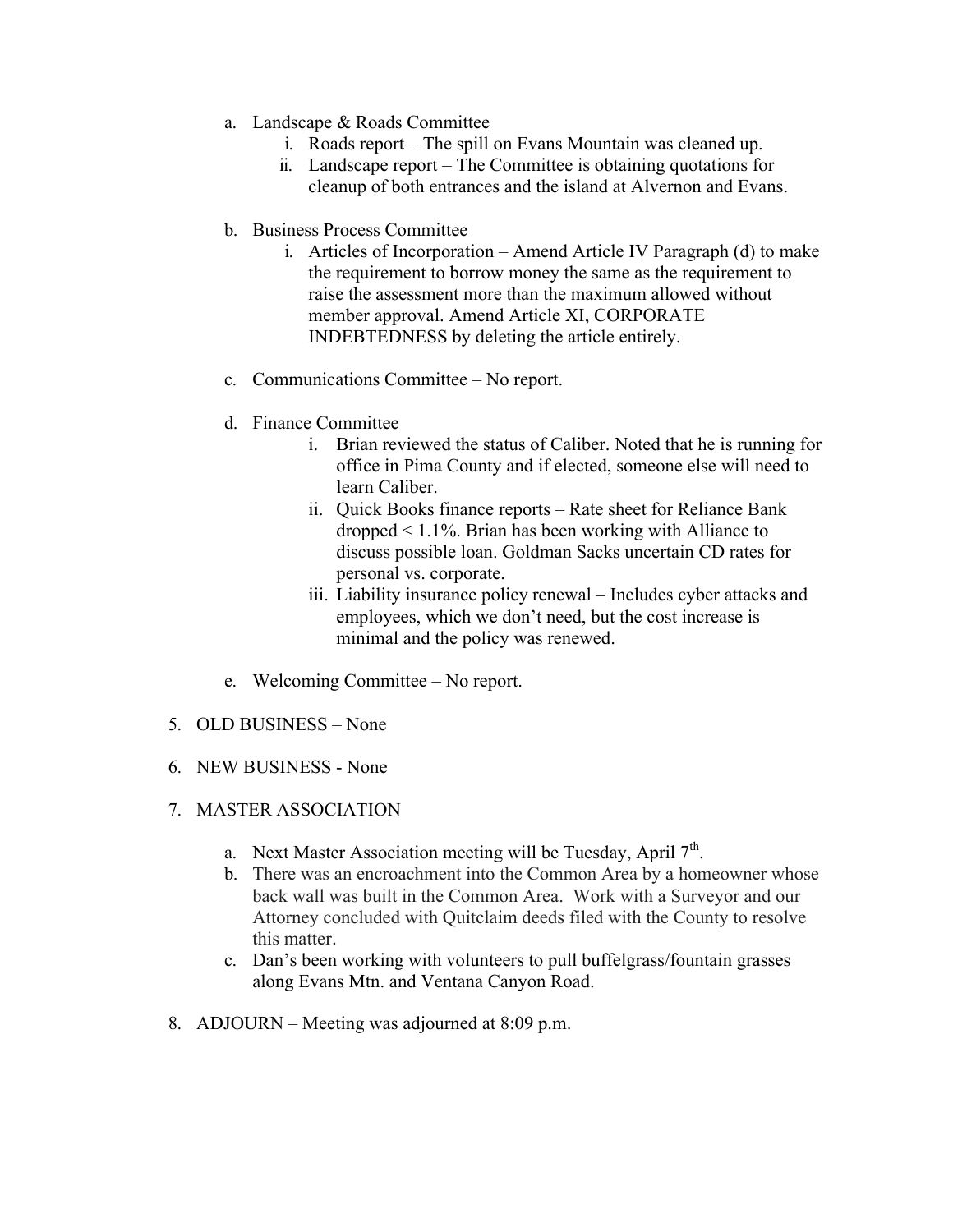a. Landscape & Roads Committee
    i. Roads report – The spill on Evans Mountain was cleaned up.
    ii. Landscape report – The Committee is obtaining quotations for cleanup of both entrances and the island at Alvernon and Evans.

b. Business Process Committee
    i. Articles of Incorporation – Amend Article IV Paragraph (d) to make the requirement to borrow money the same as the requirement to raise the assessment more than the maximum allowed without member approval. Amend Article XI, CORPORATE INDEBTEDNESS by deleting the article entirely.

c. Communications Committee – No report.

d. Finance Committee
    i. Brian reviewed the status of Caliber. Noted that he is running for office in Pima County and if elected, someone else will need to learn Caliber.
    ii. Quick Books finance reports – Rate sheet for Reliance Bank dropped < 1.1%. Brian has been working with Alliance to discuss possible loan. Goldman Sacks uncertain CD rates for personal vs. corporate.
    iii. Liability insurance policy renewal – Includes cyber attacks and employees, which we don't need, but the cost increase is minimal and the policy was renewed.

e. Welcoming Committee – No report.

5. OLD BUSINESS – None

6. NEW BUSINESS - None

7. MASTER ASSOCIATION

    a. Next Master Association meeting will be Tuesday, April 7th.
    b. There was an encroachment into the Common Area by a homeowner whose back wall was built in the Common Area. Work with a Surveyor and our Attorney concluded with Quitclaim deeds filed with the County to resolve this matter.
    c. Dan's been working with volunteers to pull buffelgrass/fountain grasses along Evans Mtn. and Ventana Canyon Road.

8. ADJOURN – Meeting was adjourned at 8:09 p.m.